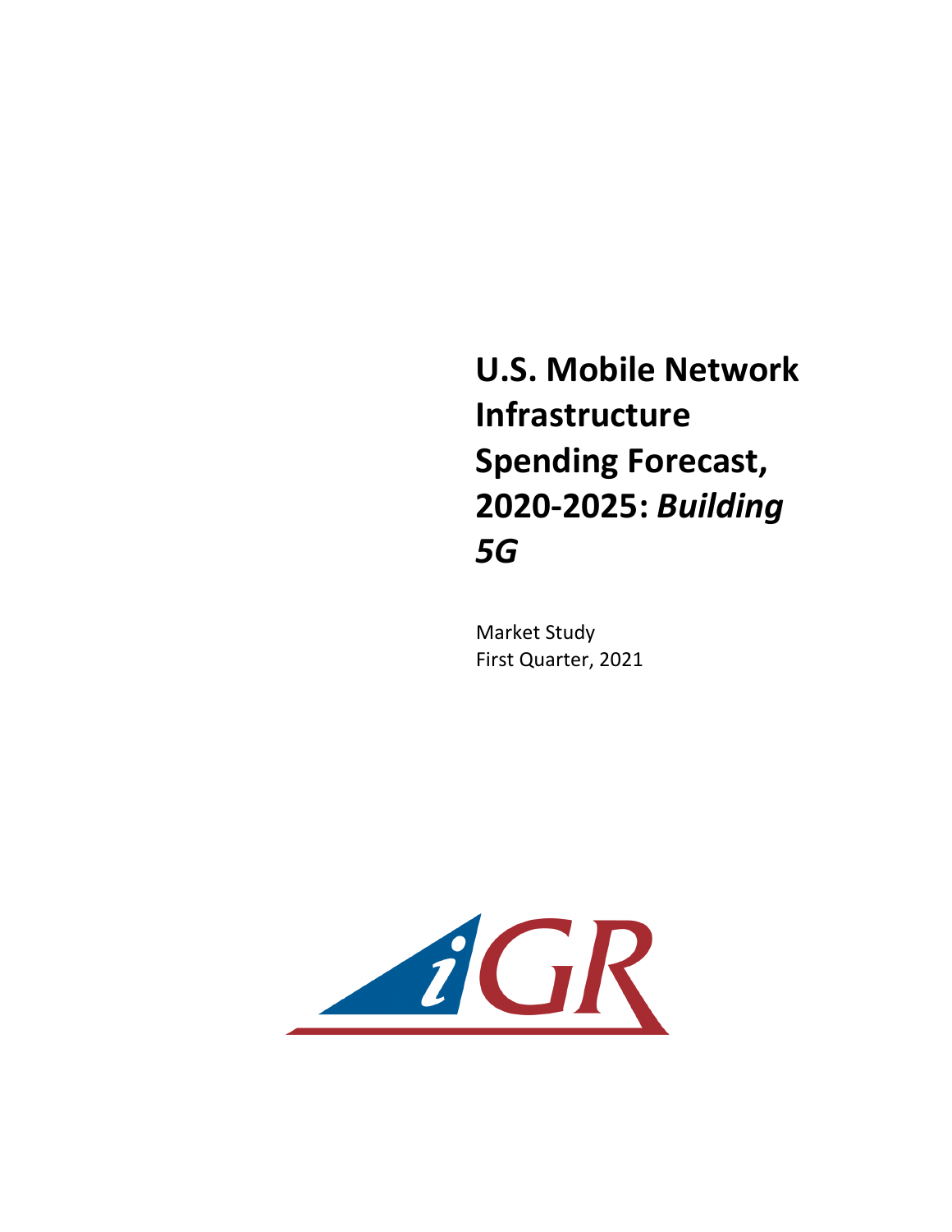# U.S. Mobile Network Infrastructure Spending Forecast, 2020-2025: *Building 5G*

Market Study
First Quarter, 2021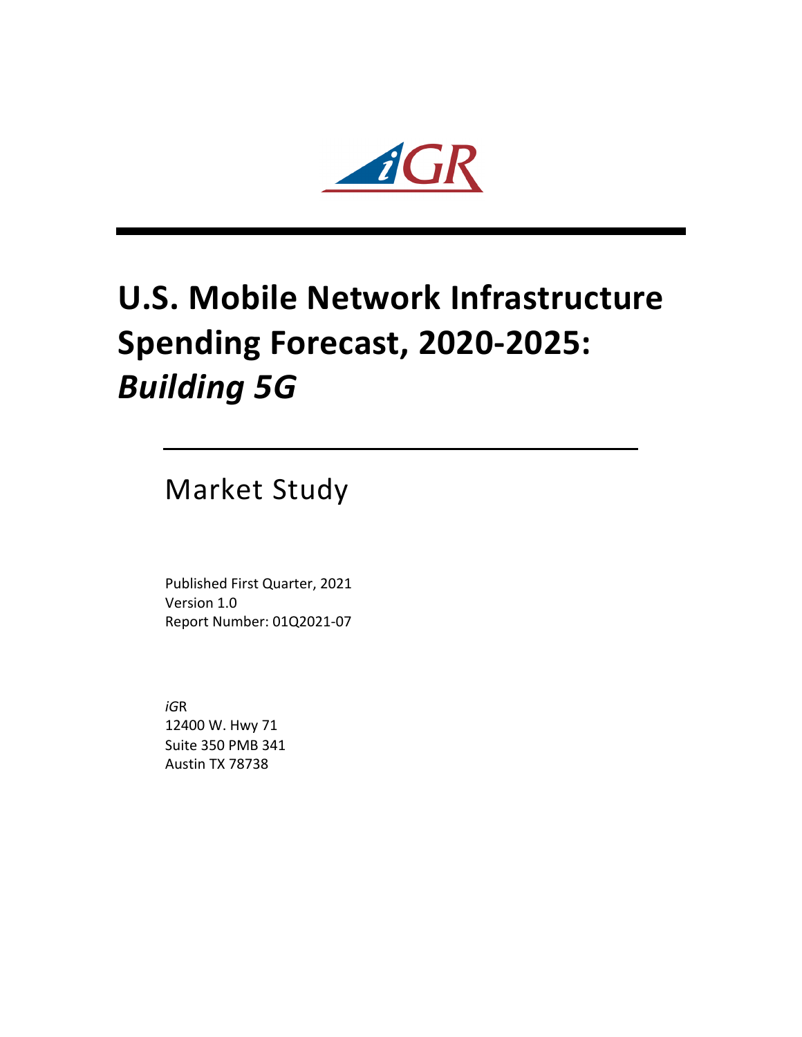# U.S. Mobile Network Infrastructure Spending Forecast, 2020-2025: *Building 5G*

## Market Study

Published First Quarter, 2021
Version 1.0
Report Number: 01Q2021-07

*iG*R
12400 W. Hwy 71
Suite 350 PMB 341
Austin TX 78738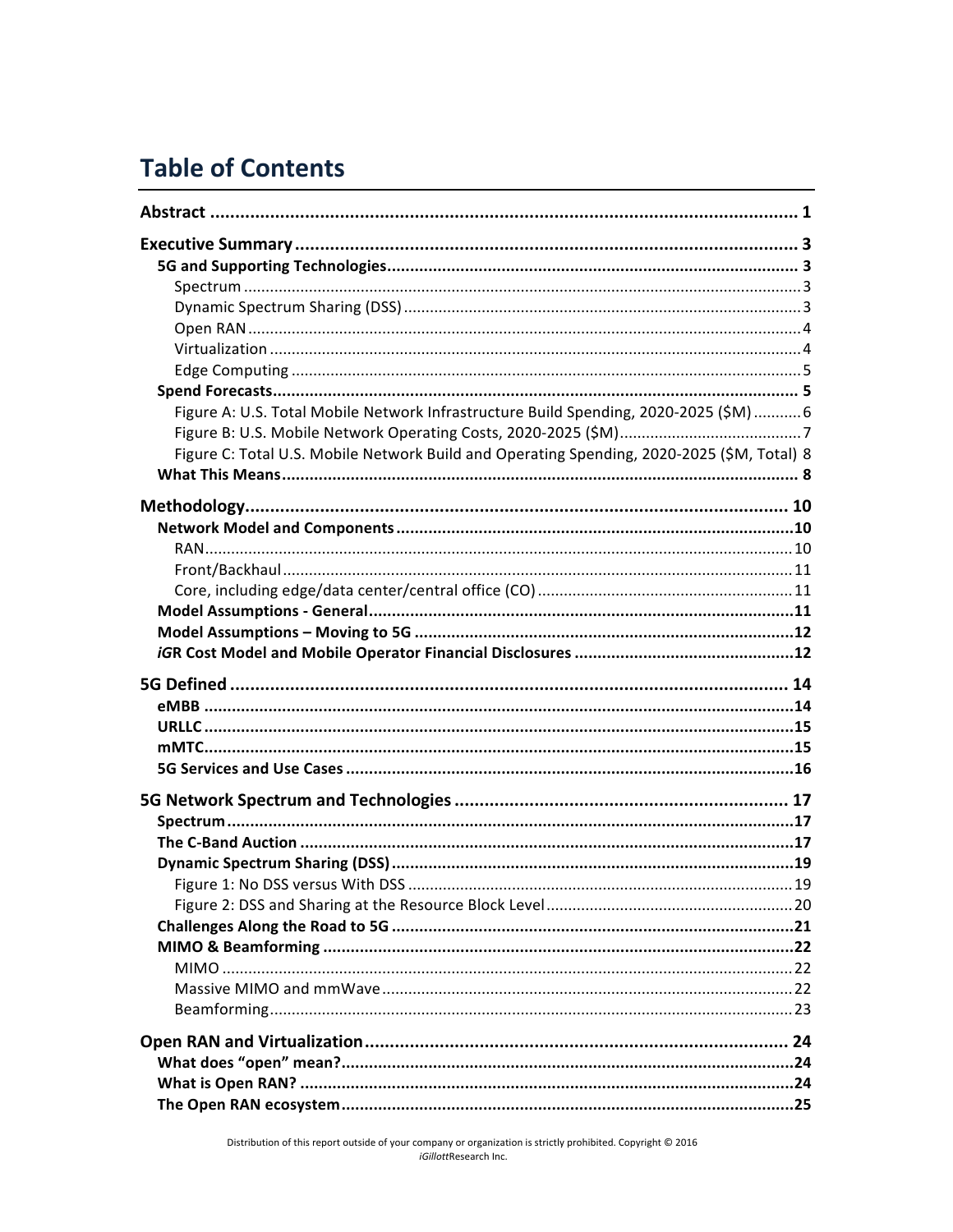# Table of Contents

**Abstract** ........................................................................................................ 1

**Executive Summary** ........................................................................................ 3

- **5G and Supporting Technologies** ......................................................................... 3
  - Spectrum ................................................................................................ 3
  - Dynamic Spectrum Sharing (DSS) ........................................................................... 3
  - Open RAN ................................................................................................ 4
  - Virtualization .......................................................................................... 4
  - Edge Computing ........................................................................................... 5
- **Spend Forecasts** ........................................................................................ 5
  - Figure A: U.S. Total Mobile Network Infrastructure Build Spending, 2020-2025 ($M) .......... 6
  - Figure B: U.S. Mobile Network Operating Costs, 2020-2025 ($M) ................................... 7
  - Figure C: Total U.S. Mobile Network Build and Operating Spending, 2020-2025 ($M, Total) 8
- **What This Means** ........................................................................................ 8

**Methodology** ................................................................................................ 10

- **Network Model and Components** ........................................................................ 10
  - RAN ...................................................................................................... 10
  - Front/Backhaul ........................................................................................... 11
  - Core, including edge/data center/central office (CO) ............................................... 11
- **Model Assumptions - General** ........................................................................... 11
- **Model Assumptions – Moving to 5G** ...................................................................... 12
- ***iG*R Cost Model and Mobile Operator Financial Disclosures** ................................... 12

**5G Defined** .................................................................................................. 14

- **eMBB** .................................................................................................... 14
- **URLLC** ................................................................................................... 15
- **mMTC** .................................................................................................... 15
- **5G Services and Use Cases** ............................................................................. 16

**5G Network Spectrum and Technologies** ............................................................... 17

- **Spectrum** ................................................................................................ 17
- **The C-Band Auction** ...................................................................................... 17
- **Dynamic Spectrum Sharing (DSS)** ........................................................................ 19
  - Figure 1: No DSS versus With DSS ....................................................................... 19
  - Figure 2: DSS and Sharing at the Resource Block Level ............................................... 20
- **Challenges Along the Road to 5G** ....................................................................... 21
- **MIMO & Beamforming** ...................................................................................... 22
  - MIMO ..................................................................................................... 22
  - Massive MIMO and mmWave ................................................................................ 22
  - Beamforming .............................................................................................. 23

**Open RAN and Virtualization** ........................................................................... 24

- **What does "open" mean?** ................................................................................. 24
- **What is Open RAN?** ....................................................................................... 24
- **The Open RAN ecosystem** ................................................................................. 25

Distribution of this report outside of your company or organization is strictly prohibited. Copyright © 2016 *iGillott*Research Inc.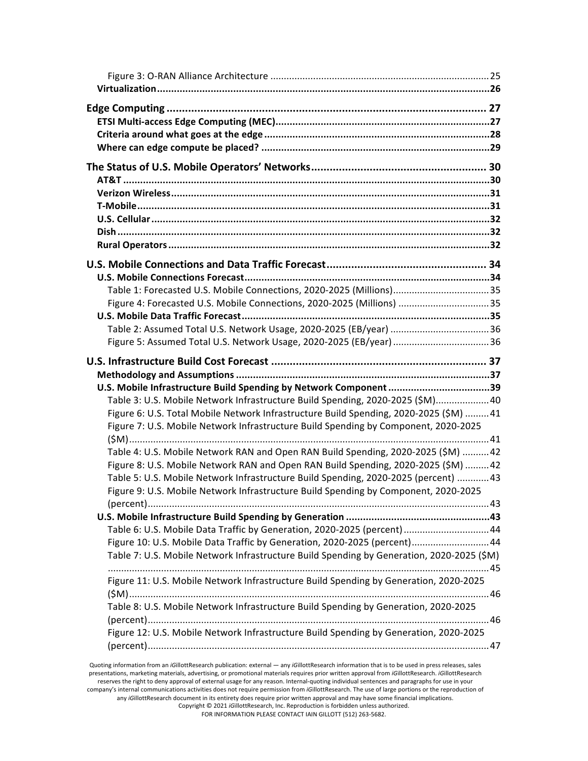Figure 3: O-RAN Alliance Architecture ................................................................................ 25

**Virtualization** ...................................................................................................................... 26

**Edge Computing** ........................................................................................................ 27

**ETSI Multi-access Edge Computing (MEC)** ........................................................................... 27

**Criteria around what goes at the edge** ............................................................................... 28

**Where can edge compute be placed?** ................................................................................. 29

**The Status of U.S. Mobile Operators' Networks** ......................................................... 30

**AT&T** .................................................................................................................................. 30

**Verizon Wireless** ................................................................................................................. 31

**T-Mobile** ............................................................................................................................. 31

**U.S. Cellular** ....................................................................................................................... 32

**Dish** .................................................................................................................................... 32

**Rural Operators** .................................................................................................................. 32

**U.S. Mobile Connections and Data Traffic Forecast** ................................................... 34

**U.S. Mobile Connections Forecast** ...................................................................................... 34

Table 1: Forecasted U.S. Mobile Connections, 2020-2025 (Millions) .................................... 35

Figure 4: Forecasted U.S. Mobile Connections, 2020-2025 (Millions) .................................. 35

**U.S. Mobile Data Traffic Forecast** ........................................................................................ 35

Table 2: Assumed Total U.S. Network Usage, 2020-2025 (EB/year) ..................................... 36

Figure 5: Assumed Total U.S. Network Usage, 2020-2025 (EB/year) .................................... 36

**U.S. Infrastructure Build Cost Forecast** ..................................................................... 37

**Methodology and Assumptions** .......................................................................................... 37

**U.S. Mobile Infrastructure Build Spending by Network Component** .................................... 39

Table 3: U.S. Mobile Network Infrastructure Build Spending, 2020-2025 ($M) .................... 40

Figure 6: U.S. Total Mobile Network Infrastructure Build Spending, 2020-2025 ($M) ......... 41

Figure 7: U.S. Mobile Network Infrastructure Build Spending by Component, 2020-2025 ($M) .................................................................................................................................... 41

Table 4: U.S. Mobile Network RAN and Open RAN Build Spending, 2020-2025 ($M) .......... 42

Figure 8: U.S. Mobile Network RAN and Open RAN Build Spending, 2020-2025 ($M) ......... 42

Table 5: U.S. Mobile Network Infrastructure Build Spending, 2020-2025 (percent) ............ 43

Figure 9: U.S. Mobile Network Infrastructure Build Spending by Component, 2020-2025 (percent) ............................................................................................................................. 43

**U.S. Mobile Infrastructure Build Spending by Generation** .................................................. 43

Table 6: U.S. Mobile Data Traffic by Generation, 2020-2025 (percent) ................................ 44

Figure 10: U.S. Mobile Data Traffic by Generation, 2020-2025 (percent) ............................. 44

Table 7: U.S. Mobile Network Infrastructure Build Spending by Generation, 2020-2025 ($M) ............................................................................................................................................ 45

Figure 11: U.S. Mobile Network Infrastructure Build Spending by Generation, 2020-2025 ($M) .................................................................................................................................... 46

Table 8: U.S. Mobile Network Infrastructure Build Spending by Generation, 2020-2025 (percent) ............................................................................................................................. 46

Figure 12: U.S. Mobile Network Infrastructure Build Spending by Generation, 2020-2025 (percent) ............................................................................................................................. 47

Quoting information from an *i*GillottResearch publication: external — any *i*GillottResearch information that is to be used in press releases, sales presentations, marketing materials, advertising, or promotional materials requires prior written approval from *i*GillottResearch. *i*GillottResearch reserves the right to deny approval of external usage for any reason. Internal-quoting individual sentences and paragraphs for use in your company's internal communications activities does not require permission from *i*GillottResearch. The use of large portions or the reproduction of any *i*GillottResearch document in its entirety does require prior written approval and may have some financial implications. Copyright © 2021 *i*GillottResearch, Inc. Reproduction is forbidden unless authorized. FOR INFORMATION PLEASE CONTACT IAIN GILLOTT (512) 263-5682.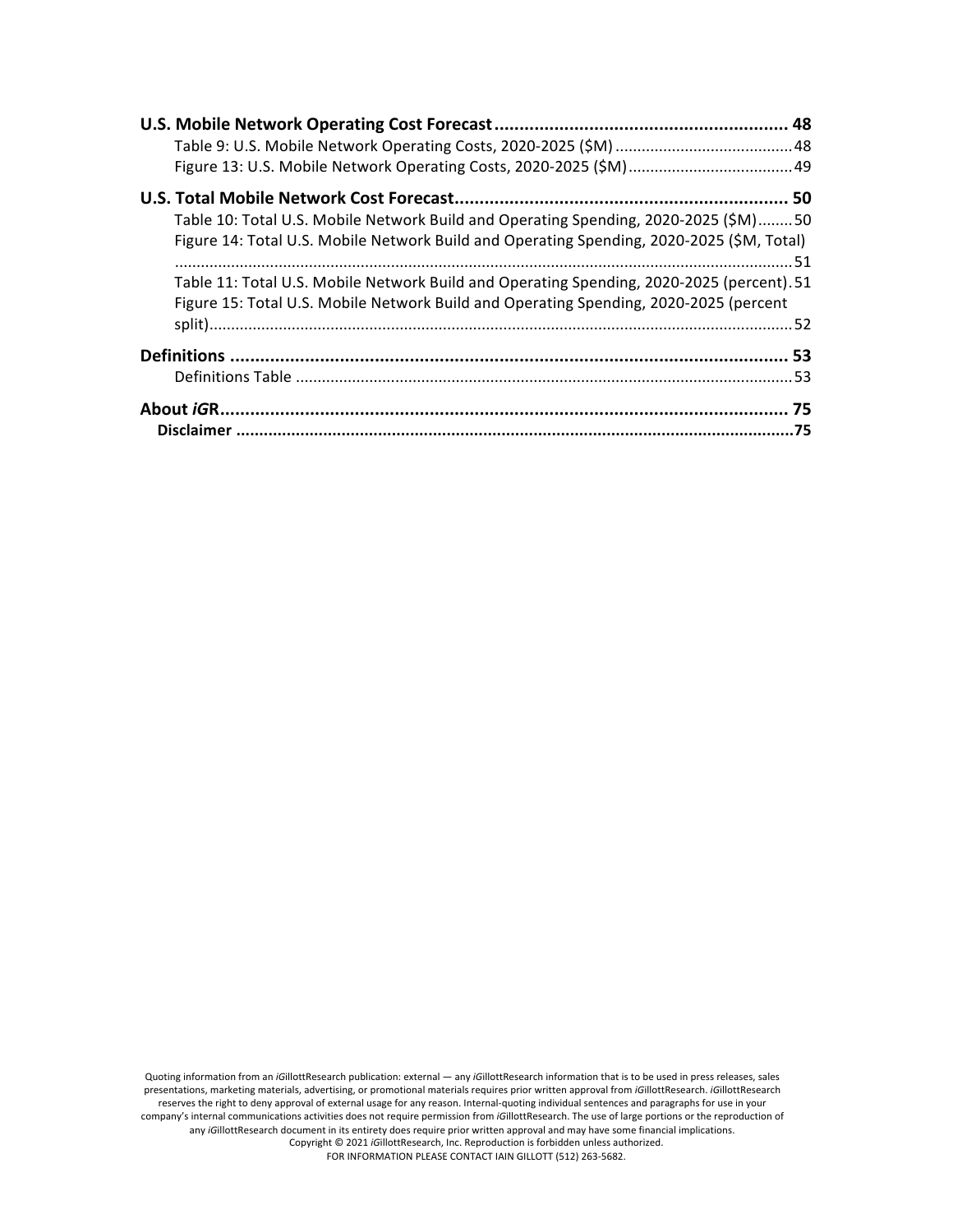**U.S. Mobile Network Operating Cost Forecast .......................................................... 48**

Table 9: U.S. Mobile Network Operating Costs, 2020-2025 ($M) ......................................... 48

Figure 13: U.S. Mobile Network Operating Costs, 2020-2025 ($M) ...................................... 49

**U.S. Total Mobile Network Cost Forecast .................................................................. 50**

Table 10: Total U.S. Mobile Network Build and Operating Spending, 2020-2025 ($M) ........ 50

Figure 14: Total U.S. Mobile Network Build and Operating Spending, 2020-2025 ($M, Total) ............................................................................................................................................. 51

Table 11: Total U.S. Mobile Network Build and Operating Spending, 2020-2025 (percent) . 51

Figure 15: Total U.S. Mobile Network Build and Operating Spending, 2020-2025 (percent split) ..................................................................................................................................... 52

**Definitions .............................................................................................................. 53**

Definitions Table ................................................................................................................. 53

**About *iG*R ............................................................................................................ 75**

**Disclaimer ............................................................................................................... 75**

Quoting information from an *iG*illottResearch publication: external — any *iG*illottResearch information that is to be used in press releases, sales presentations, marketing materials, advertising, or promotional materials requires prior written approval from *iG*illottResearch. *iG*illottResearch reserves the right to deny approval of external usage for any reason. Internal-quoting individual sentences and paragraphs for use in your company's internal communications activities does not require permission from *iG*illottResearch. The use of large portions or the reproduction of any *iG*illottResearch document in its entirety does require prior written approval and may have some financial implications.
Copyright © 2021 *iG*illottResearch, Inc. Reproduction is forbidden unless authorized.
FOR INFORMATION PLEASE CONTACT IAIN GILLOTT (512) 263-5682.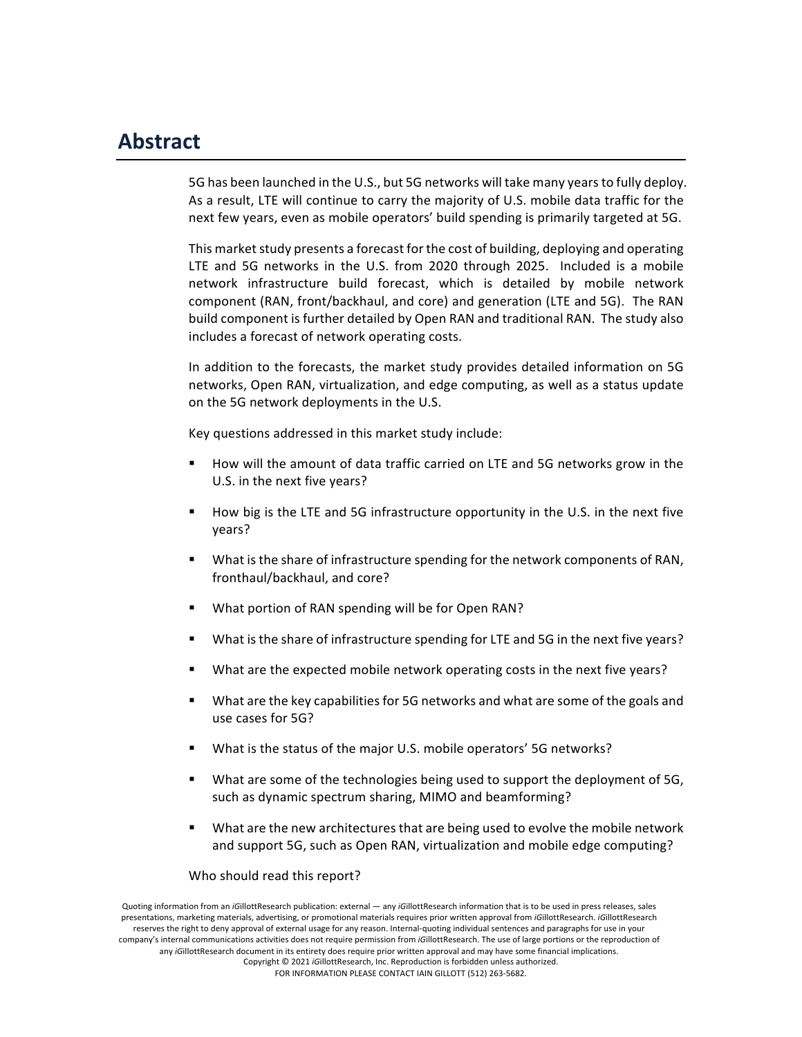# Abstract

5G has been launched in the U.S., but 5G networks will take many years to fully deploy. As a result, LTE will continue to carry the majority of U.S. mobile data traffic for the next few years, even as mobile operators' build spending is primarily targeted at 5G.

This market study presents a forecast for the cost of building, deploying and operating LTE and 5G networks in the U.S. from 2020 through 2025. Included is a mobile network infrastructure build forecast, which is detailed by mobile network component (RAN, front/backhaul, and core) and generation (LTE and 5G). The RAN build component is further detailed by Open RAN and traditional RAN. The study also includes a forecast of network operating costs.

In addition to the forecasts, the market study provides detailed information on 5G networks, Open RAN, virtualization, and edge computing, as well as a status update on the 5G network deployments in the U.S.

Key questions addressed in this market study include:

- How will the amount of data traffic carried on LTE and 5G networks grow in the U.S. in the next five years?
- How big is the LTE and 5G infrastructure opportunity in the U.S. in the next five years?
- What is the share of infrastructure spending for the network components of RAN, fronthaul/backhaul, and core?
- What portion of RAN spending will be for Open RAN?
- What is the share of infrastructure spending for LTE and 5G in the next five years?
- What are the expected mobile network operating costs in the next five years?
- What are the key capabilities for 5G networks and what are some of the goals and use cases for 5G?
- What is the status of the major U.S. mobile operators' 5G networks?
- What are some of the technologies being used to support the deployment of 5G, such as dynamic spectrum sharing, MIMO and beamforming?
- What are the new architectures that are being used to evolve the mobile network and support 5G, such as Open RAN, virtualization and mobile edge computing?

Who should read this report?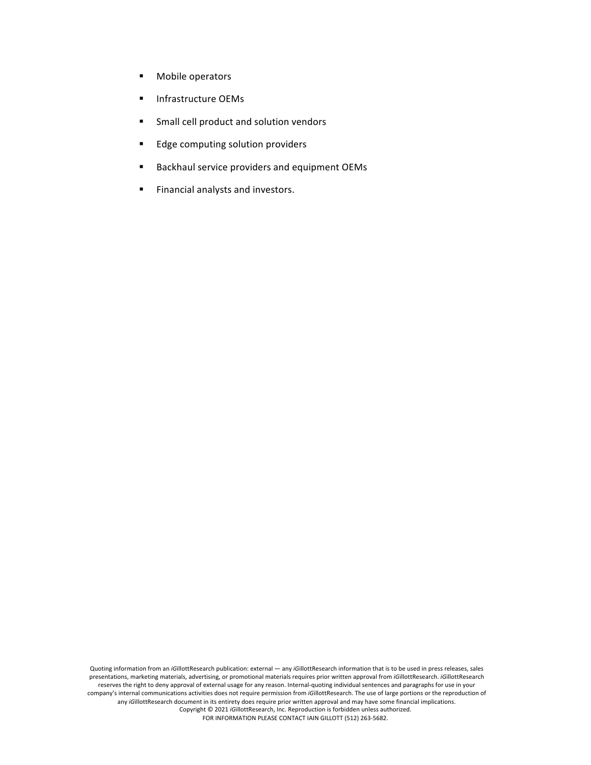- Mobile operators
- Infrastructure OEMs
- Small cell product and solution vendors
- Edge computing solution providers
- Backhaul service providers and equipment OEMs
- Financial analysts and investors.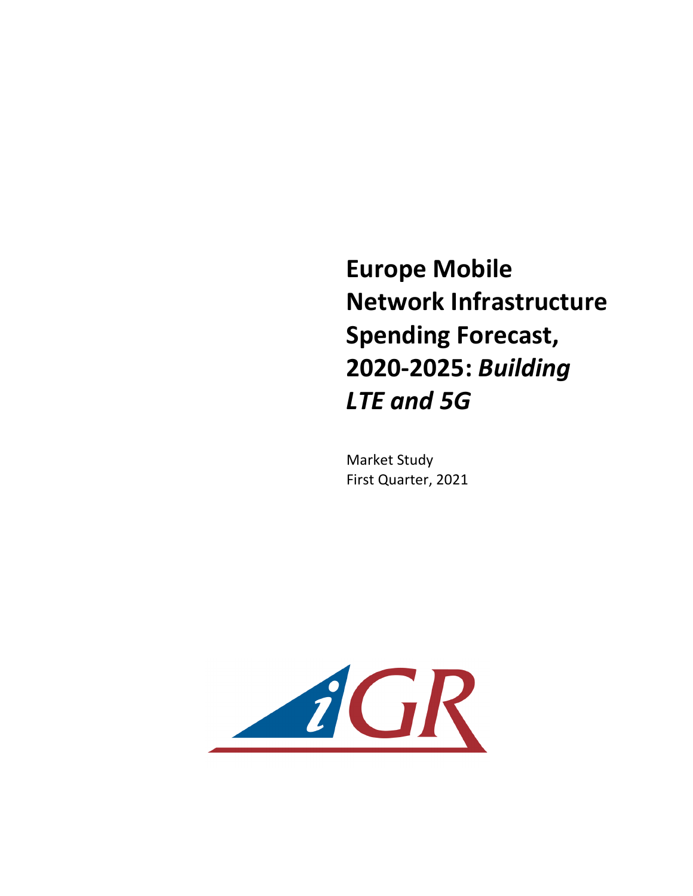# Europe Mobile Network Infrastructure Spending Forecast, 2020-2025: *Building LTE and 5G*

Market Study
First Quarter, 2021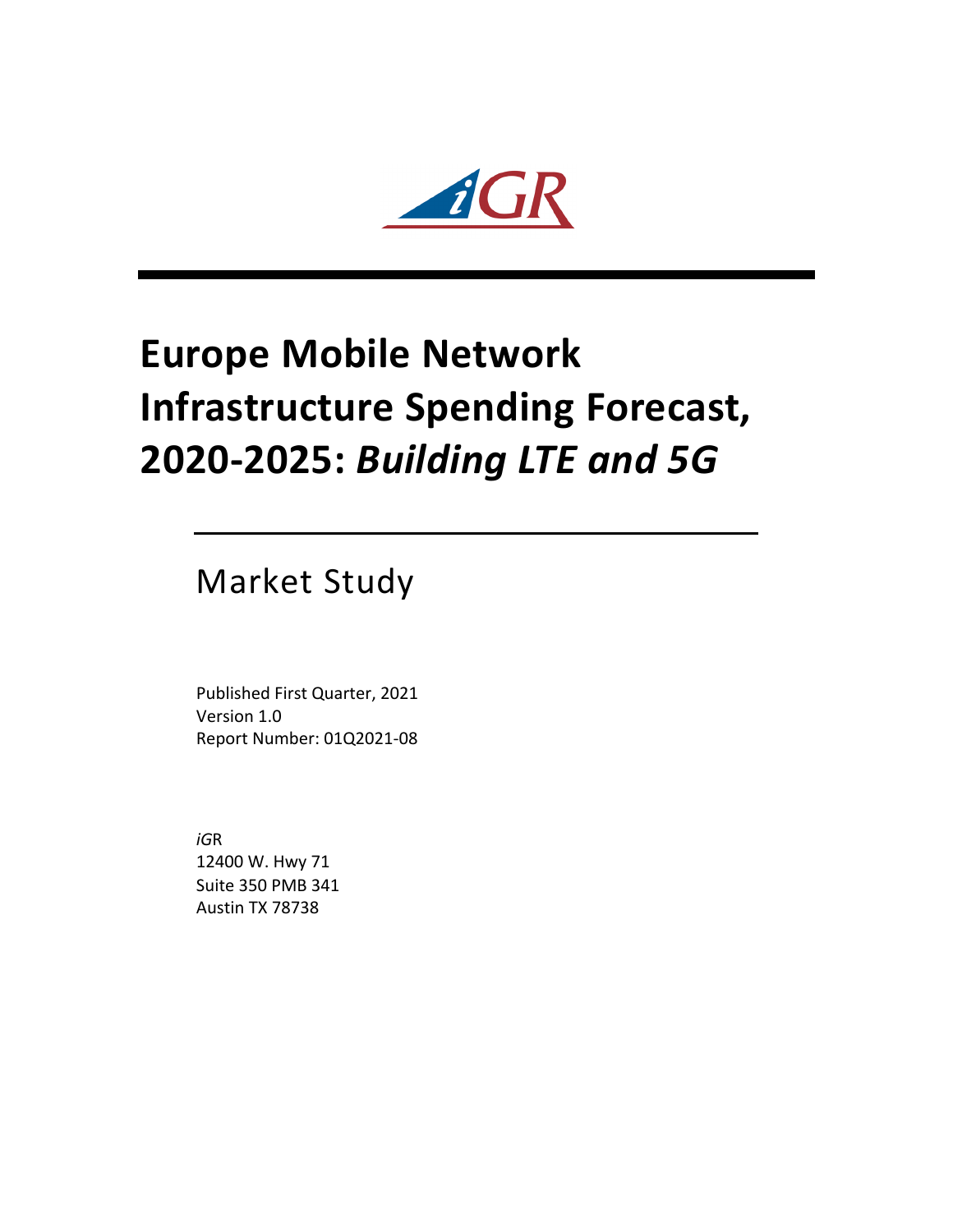# Europe Mobile Network Infrastructure Spending Forecast, 2020-2025: *Building LTE and 5G*

Market Study

Published First Quarter, 2021
Version 1.0
Report Number: 01Q2021-08

*iG*R
12400 W. Hwy 71
Suite 350 PMB 341
Austin TX 78738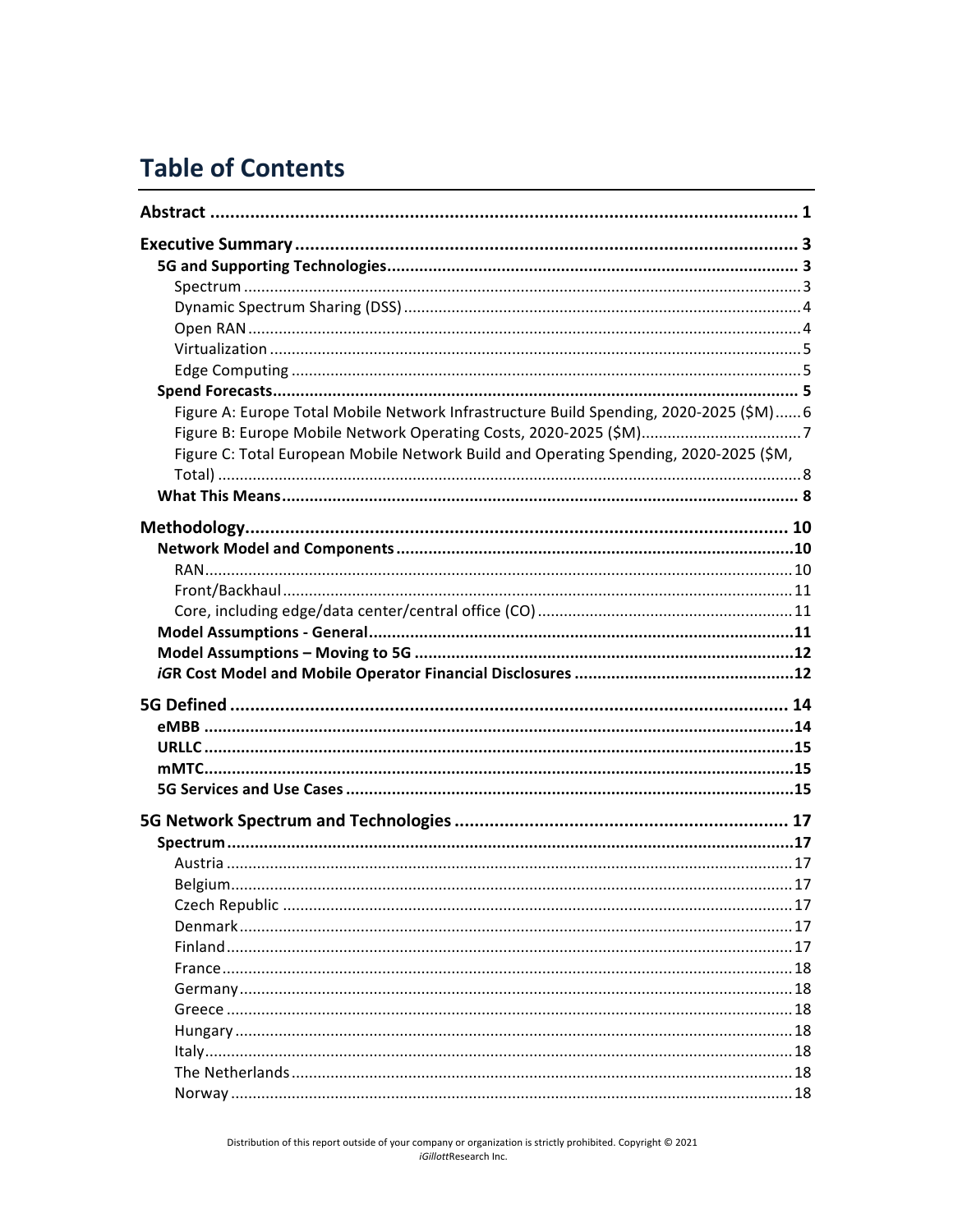# Table of Contents

**Abstract** .......... 1

**Executive Summary** .......... 3

- **5G and Supporting Technologies** .......... 3
  - Spectrum .......... 3
  - Dynamic Spectrum Sharing (DSS) .......... 4
  - Open RAN .......... 4
  - Virtualization .......... 5
  - Edge Computing .......... 5
- **Spend Forecasts** .......... 5
  - Figure A: Europe Total Mobile Network Infrastructure Build Spending, 2020-2025 ($M) .......... 6
  - Figure B: Europe Mobile Network Operating Costs, 2020-2025 ($M) .......... 7
  - Figure C: Total European Mobile Network Build and Operating Spending, 2020-2025 ($M, Total) .......... 8
- **What This Means** .......... 8

**Methodology** .......... 10

- **Network Model and Components** .......... 10
  - RAN .......... 10
  - Front/Backhaul .......... 11
  - Core, including edge/data center/central office (CO) .......... 11
- **Model Assumptions - General** .......... 11
- **Model Assumptions – Moving to 5G** .......... 12
- ***iG*R Cost Model and Mobile Operator Financial Disclosures** .......... 12

**5G Defined** .......... 14

- **eMBB** .......... 14
- **URLLC** .......... 15
- **mMTC** .......... 15
- **5G Services and Use Cases** .......... 15

**5G Network Spectrum and Technologies** .......... 17

- **Spectrum** .......... 17
  - Austria .......... 17
  - Belgium .......... 17
  - Czech Republic .......... 17
  - Denmark .......... 17
  - Finland .......... 17
  - France .......... 18
  - Germany .......... 18
  - Greece .......... 18
  - Hungary .......... 18
  - Italy .......... 18
  - The Netherlands .......... 18
  - Norway .......... 18

Distribution of this report outside of your company or organization is strictly prohibited. Copyright © 2021 *iGillott*Research Inc.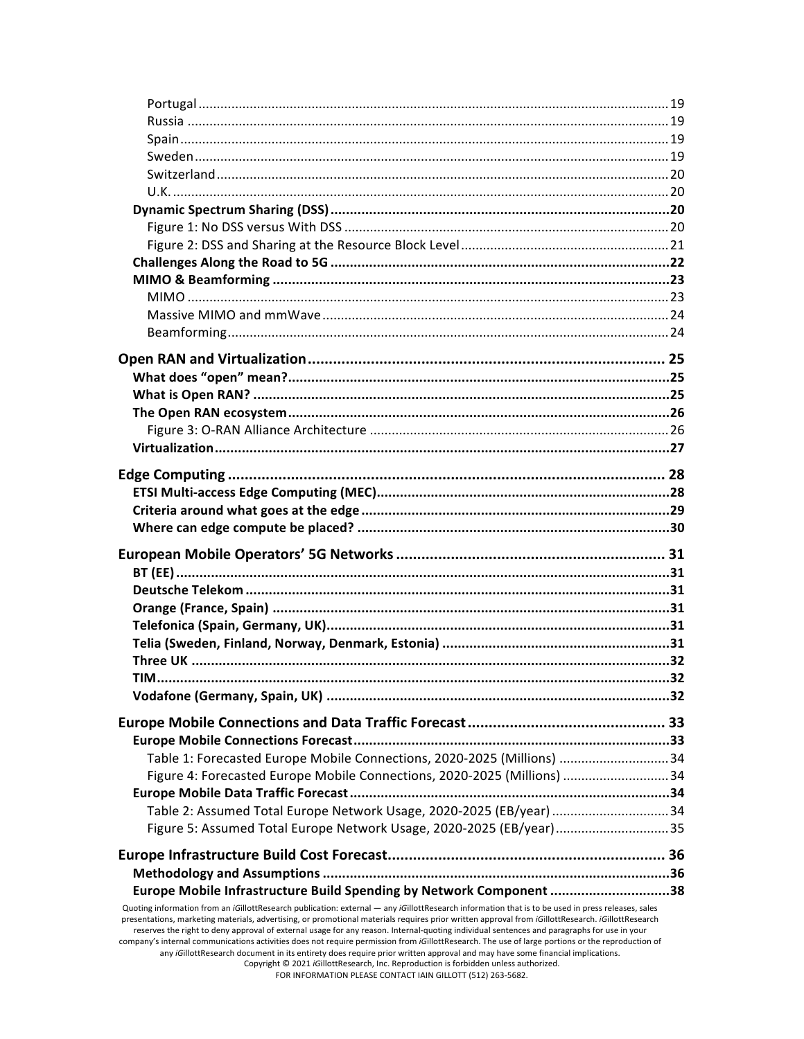Portugal ..... 19
Russia ..... 19
Spain ..... 19
Sweden ..... 19
Switzerland ..... 20
U.K. ..... 20

**Dynamic Spectrum Sharing (DSS) ..... 20**
Figure 1: No DSS versus With DSS ..... 20
Figure 2: DSS and Sharing at the Resource Block Level ..... 21

**Challenges Along the Road to 5G ..... 22**

**MIMO & Beamforming ..... 23**
MIMO ..... 23
Massive MIMO and mmWave ..... 24
Beamforming ..... 24

## Open RAN and Virtualization ..... 25

**What does "open" mean? ..... 25**

**What is Open RAN? ..... 25**

**The Open RAN ecosystem ..... 26**
Figure 3: O-RAN Alliance Architecture ..... 26

**Virtualization ..... 27**

## Edge Computing ..... 28

**ETSI Multi-access Edge Computing (MEC) ..... 28**

**Criteria around what goes at the edge ..... 29**

**Where can edge compute be placed? ..... 30**

## European Mobile Operators' 5G Networks ..... 31

**BT (EE) ..... 31**

**Deutsche Telekom ..... 31**

**Orange (France, Spain) ..... 31**

**Telefonica (Spain, Germany, UK) ..... 31**

**Telia (Sweden, Finland, Norway, Denmark, Estonia) ..... 31**

**Three UK ..... 32**

**TIM ..... 32**

**Vodafone (Germany, Spain, UK) ..... 32**

## Europe Mobile Connections and Data Traffic Forecast ..... 33

**Europe Mobile Connections Forecast ..... 33**
Table 1: Forecasted Europe Mobile Connections, 2020-2025 (Millions) ..... 34
Figure 4: Forecasted Europe Mobile Connections, 2020-2025 (Millions) ..... 34

**Europe Mobile Data Traffic Forecast ..... 34**
Table 2: Assumed Total Europe Network Usage, 2020-2025 (EB/year) ..... 34
Figure 5: Assumed Total Europe Network Usage, 2020-2025 (EB/year) ..... 35

## Europe Infrastructure Build Cost Forecast ..... 36

**Methodology and Assumptions ..... 36**

**Europe Mobile Infrastructure Build Spending by Network Component ..... 38**

Quoting information from an *i*GillottResearch publication: external — any *i*GillottResearch information that is to be used in press releases, sales presentations, marketing materials, advertising, or promotional materials requires prior written approval from *i*GillottResearch. *i*GillottResearch reserves the right to deny approval of external usage for any reason. Internal-quoting individual sentences and paragraphs for use in your company's internal communications activities does not require permission from *i*GillottResearch. The use of large portions or the reproduction of any *i*GillottResearch document in its entirety does require prior written approval and may have some financial implications.
Copyright © 2021 *i*GillottResearch, Inc. Reproduction is forbidden unless authorized.
FOR INFORMATION PLEASE CONTACT IAIN GILLOTT (512) 263-5682.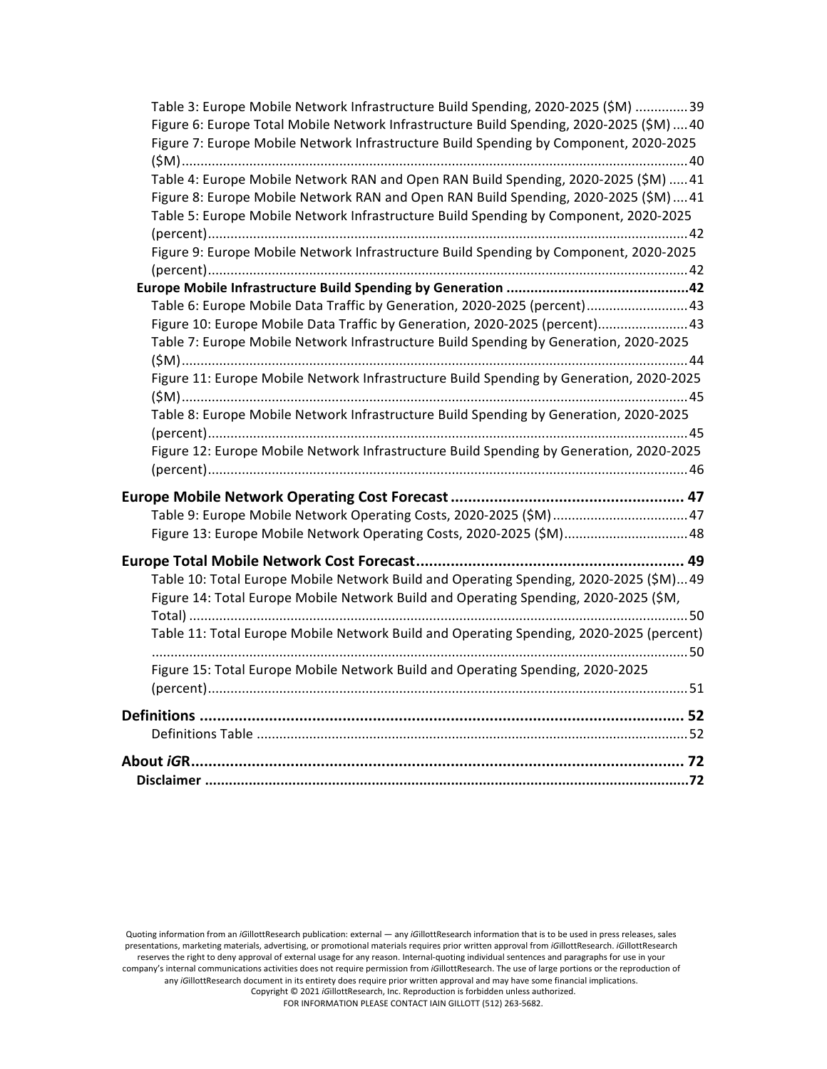Table 3: Europe Mobile Network Infrastructure Build Spending, 2020-2025 ($M) .............39
Figure 6: Europe Total Mobile Network Infrastructure Build Spending, 2020-2025 ($M) ....40
Figure 7: Europe Mobile Network Infrastructure Build Spending by Component, 2020-2025 ($M).....................................................................................................................40
Table 4: Europe Mobile Network RAN and Open RAN Build Spending, 2020-2025 ($M) .....41
Figure 8: Europe Mobile Network RAN and Open RAN Build Spending, 2020-2025 ($M)....41
Table 5: Europe Mobile Network Infrastructure Build Spending by Component, 2020-2025 (percent)...............................................................................................................42
Figure 9: Europe Mobile Network Infrastructure Build Spending by Component, 2020-2025 (percent)...............................................................................................................42

**Europe Mobile Infrastructure Build Spending by Generation .............................................42**

Table 6: Europe Mobile Data Traffic by Generation, 2020-2025 (percent)...........................43
Figure 10: Europe Mobile Data Traffic by Generation, 2020-2025 (percent)........................43
Table 7: Europe Mobile Network Infrastructure Build Spending by Generation, 2020-2025 ($M).....................................................................................................................44
Figure 11: Europe Mobile Network Infrastructure Build Spending by Generation, 2020-2025 ($M).....................................................................................................................45
Table 8: Europe Mobile Network Infrastructure Build Spending by Generation, 2020-2025 (percent)...............................................................................................................45
Figure 12: Europe Mobile Network Infrastructure Build Spending by Generation, 2020-2025 (percent)...............................................................................................................46

## Europe Mobile Network Operating Cost Forecast ...................................................... 47

Table 9: Europe Mobile Network Operating Costs, 2020-2025 ($M)....................................47
Figure 13: Europe Mobile Network Operating Costs, 2020-2025 ($M).................................48

## Europe Total Mobile Network Cost Forecast............................................................. 49

Table 10: Total Europe Mobile Network Build and Operating Spending, 2020-2025 ($M)...49
Figure 14: Total Europe Mobile Network Build and Operating Spending, 2020-2025 ($M, Total) ...................................................................................................................50
Table 11: Total Europe Mobile Network Build and Operating Spending, 2020-2025 (percent) .............................................................................................................................50
Figure 15: Total Europe Mobile Network Build and Operating Spending, 2020-2025 (percent)...............................................................................................................51

## Definitions ................................................................................................................ 52

Definitions Table ..................................................................................................................52

## About *iG*R.................................................................................................................. 72

**Disclaimer .......................................................................................................................72**

Quoting information from an *iG*illottResearch publication: external — any *iG*illottResearch information that is to be used in press releases, sales presentations, marketing materials, advertising, or promotional materials requires prior written approval from *iG*illottResearch. *iG*illottResearch reserves the right to deny approval of external usage for any reason. Internal-quoting individual sentences and paragraphs for use in your company's internal communications activities does not require permission from *iG*illottResearch. The use of large portions or the reproduction of any *iG*illottResearch document in its entirety does require prior written approval and may have some financial implications.
Copyright © 2021 *iG*illottResearch, Inc. Reproduction is forbidden unless authorized.
FOR INFORMATION PLEASE CONTACT IAIN GILLOTT (512) 263-5682.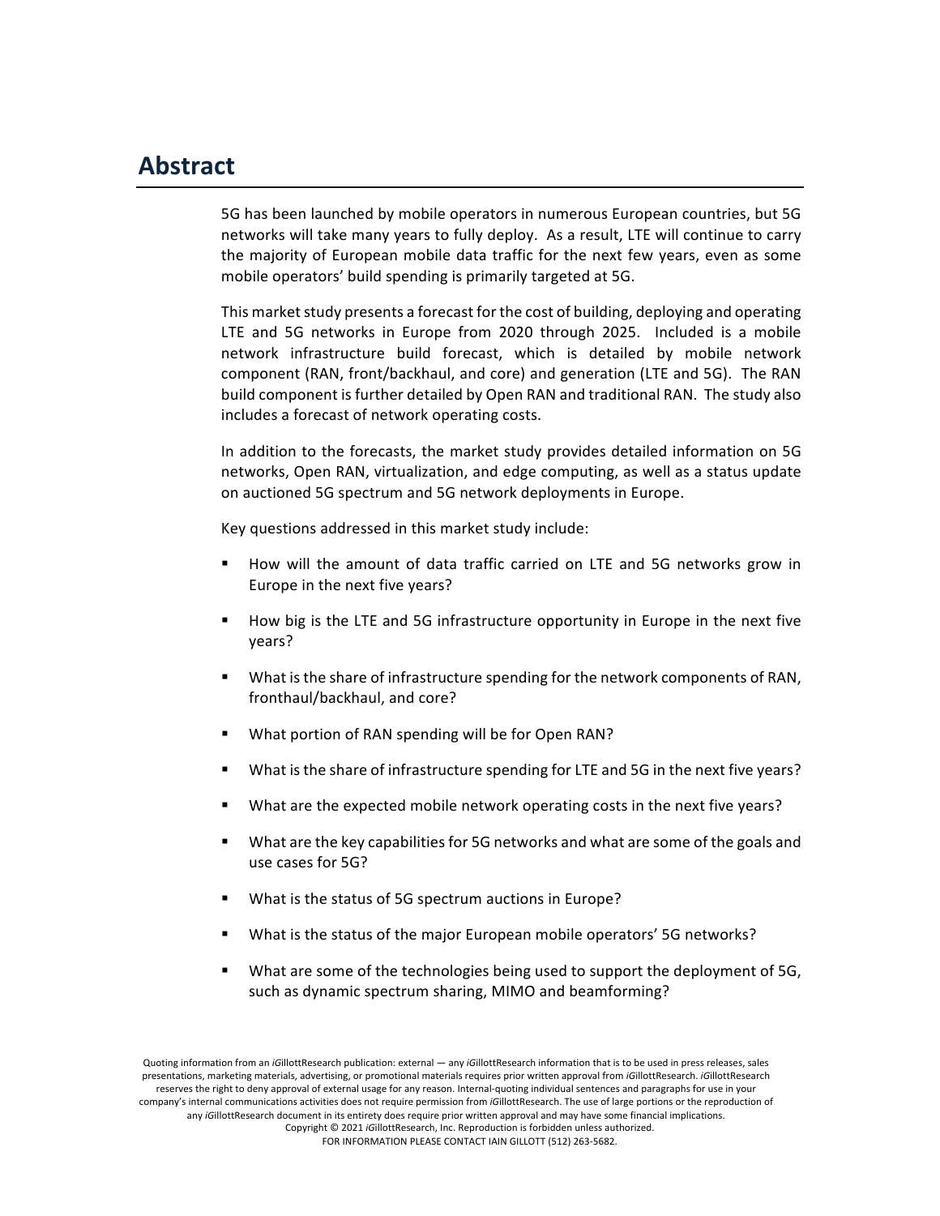# Abstract

5G has been launched by mobile operators in numerous European countries, but 5G networks will take many years to fully deploy. As a result, LTE will continue to carry the majority of European mobile data traffic for the next few years, even as some mobile operators' build spending is primarily targeted at 5G.

This market study presents a forecast for the cost of building, deploying and operating LTE and 5G networks in Europe from 2020 through 2025. Included is a mobile network infrastructure build forecast, which is detailed by mobile network component (RAN, front/backhaul, and core) and generation (LTE and 5G). The RAN build component is further detailed by Open RAN and traditional RAN. The study also includes a forecast of network operating costs.

In addition to the forecasts, the market study provides detailed information on 5G networks, Open RAN, virtualization, and edge computing, as well as a status update on auctioned 5G spectrum and 5G network deployments in Europe.

Key questions addressed in this market study include:

- How will the amount of data traffic carried on LTE and 5G networks grow in Europe in the next five years?
- How big is the LTE and 5G infrastructure opportunity in Europe in the next five years?
- What is the share of infrastructure spending for the network components of RAN, fronthaul/backhaul, and core?
- What portion of RAN spending will be for Open RAN?
- What is the share of infrastructure spending for LTE and 5G in the next five years?
- What are the expected mobile network operating costs in the next five years?
- What are the key capabilities for 5G networks and what are some of the goals and use cases for 5G?
- What is the status of 5G spectrum auctions in Europe?
- What is the status of the major European mobile operators' 5G networks?
- What are some of the technologies being used to support the deployment of 5G, such as dynamic spectrum sharing, MIMO and beamforming?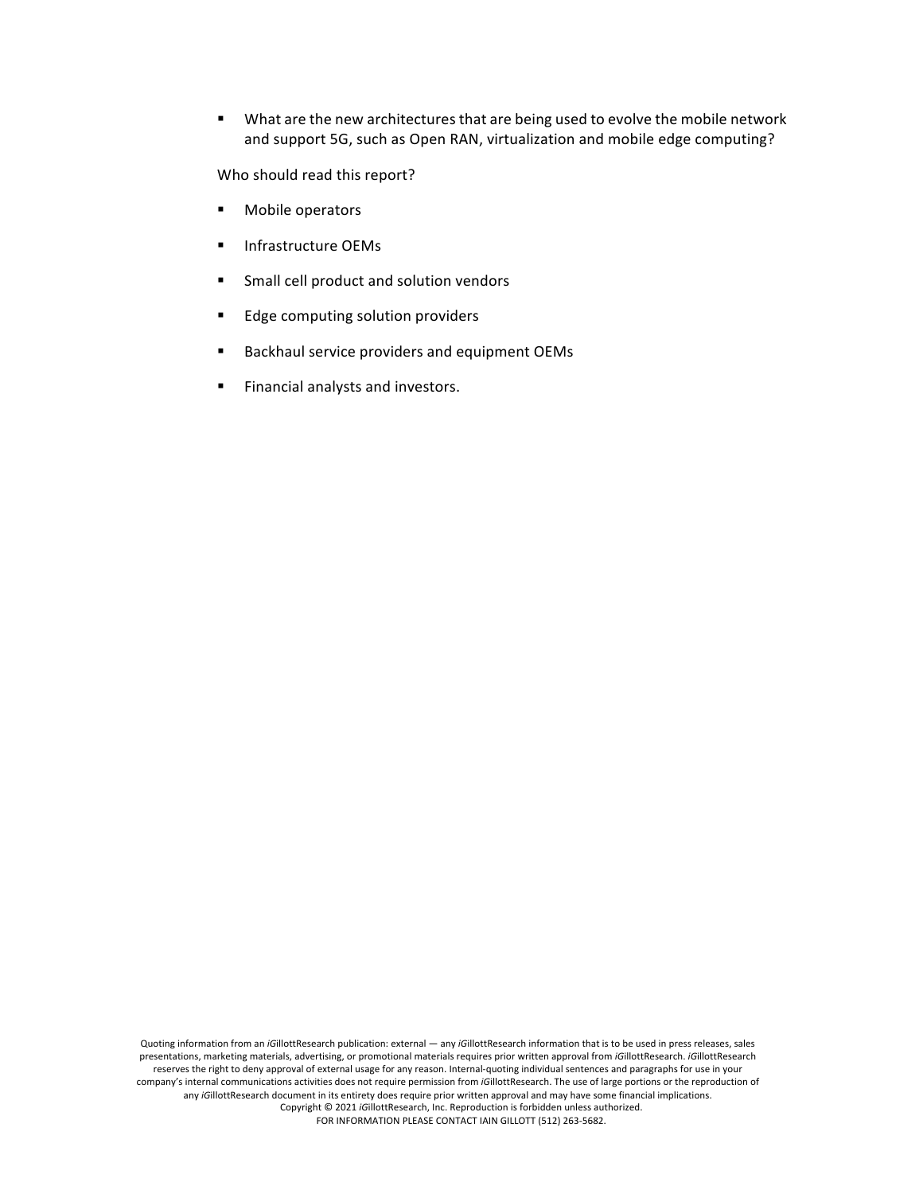- What are the new architectures that are being used to evolve the mobile network and support 5G, such as Open RAN, virtualization and mobile edge computing?

Who should read this report?

- Mobile operators
- Infrastructure OEMs
- Small cell product and solution vendors
- Edge computing solution providers
- Backhaul service providers and equipment OEMs
- Financial analysts and investors.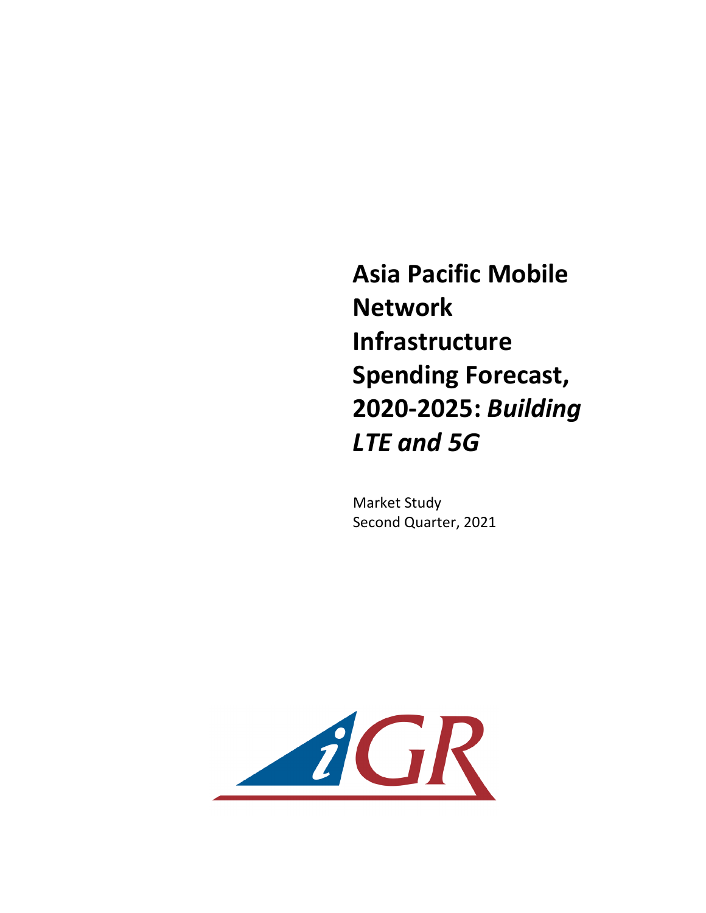# Asia Pacific Mobile Network Infrastructure Spending Forecast, 2020-2025: *Building LTE and 5G*

Market Study

Second Quarter, 2021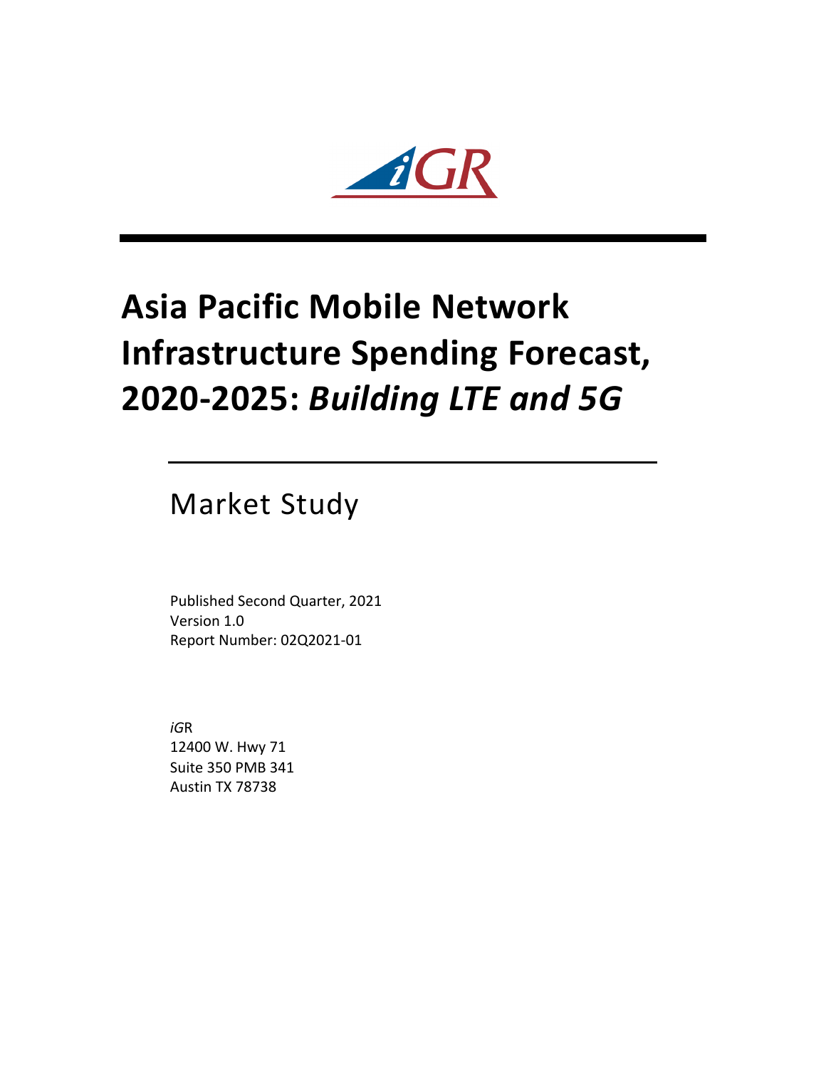# Asia Pacific Mobile Network Infrastructure Spending Forecast, 2020-2025: *Building LTE and 5G*

## Market Study

Published Second Quarter, 2021
Version 1.0
Report Number: 02Q2021-01

*iG*R
12400 W. Hwy 71
Suite 350 PMB 341
Austin TX 78738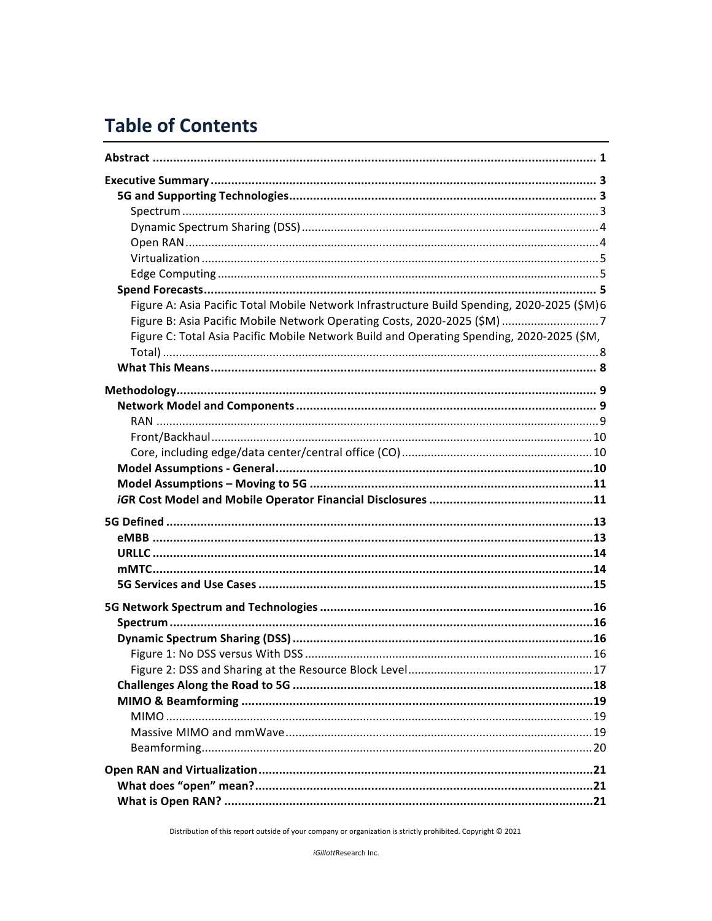# Table of Contents

| | |
|---|---|
| **Abstract** | **1** |
| **Executive Summary** | **3** |
| **5G and Supporting Technologies** | **3** |
| Spectrum | 3 |
| Dynamic Spectrum Sharing (DSS) | 4 |
| Open RAN | 4 |
| Virtualization | 5 |
| Edge Computing | 5 |
| **Spend Forecasts** | **5** |
| Figure A: Asia Pacific Total Mobile Network Infrastructure Build Spending, 2020-2025 ($M) | 6 |
| Figure B: Asia Pacific Mobile Network Operating Costs, 2020-2025 ($M) | 7 |
| Figure C: Total Asia Pacific Mobile Network Build and Operating Spending, 2020-2025 ($M, Total) | 8 |
| **What This Means** | **8** |
| **Methodology** | **9** |
| **Network Model and Components** | **9** |
| RAN | 9 |
| Front/Backhaul | 10 |
| Core, including edge/data center/central office (CO) | 10 |
| **Model Assumptions - General** | **10** |
| **Model Assumptions – Moving to 5G** | **11** |
| ***iG*R Cost Model and Mobile Operator Financial Disclosures** | **11** |
| **5G Defined** | **13** |
| **eMBB** | **13** |
| **URLLC** | **14** |
| **mMTC** | **14** |
| **5G Services and Use Cases** | **15** |
| **5G Network Spectrum and Technologies** | **16** |
| **Spectrum** | **16** |
| **Dynamic Spectrum Sharing (DSS)** | **16** |
| Figure 1: No DSS versus With DSS | 16 |
| Figure 2: DSS and Sharing at the Resource Block Level | 17 |
| **Challenges Along the Road to 5G** | **18** |
| **MIMO & Beamforming** | **19** |
| MIMO | 19 |
| Massive MIMO and mmWave | 19 |
| Beamforming | 20 |
| **Open RAN and Virtualization** | **21** |
| **What does "open" mean?** | **21** |
| **What is Open RAN?** | **21** |

Distribution of this report outside of your company or organization is strictly prohibited. Copyright © 2021

*iGillott*Research Inc.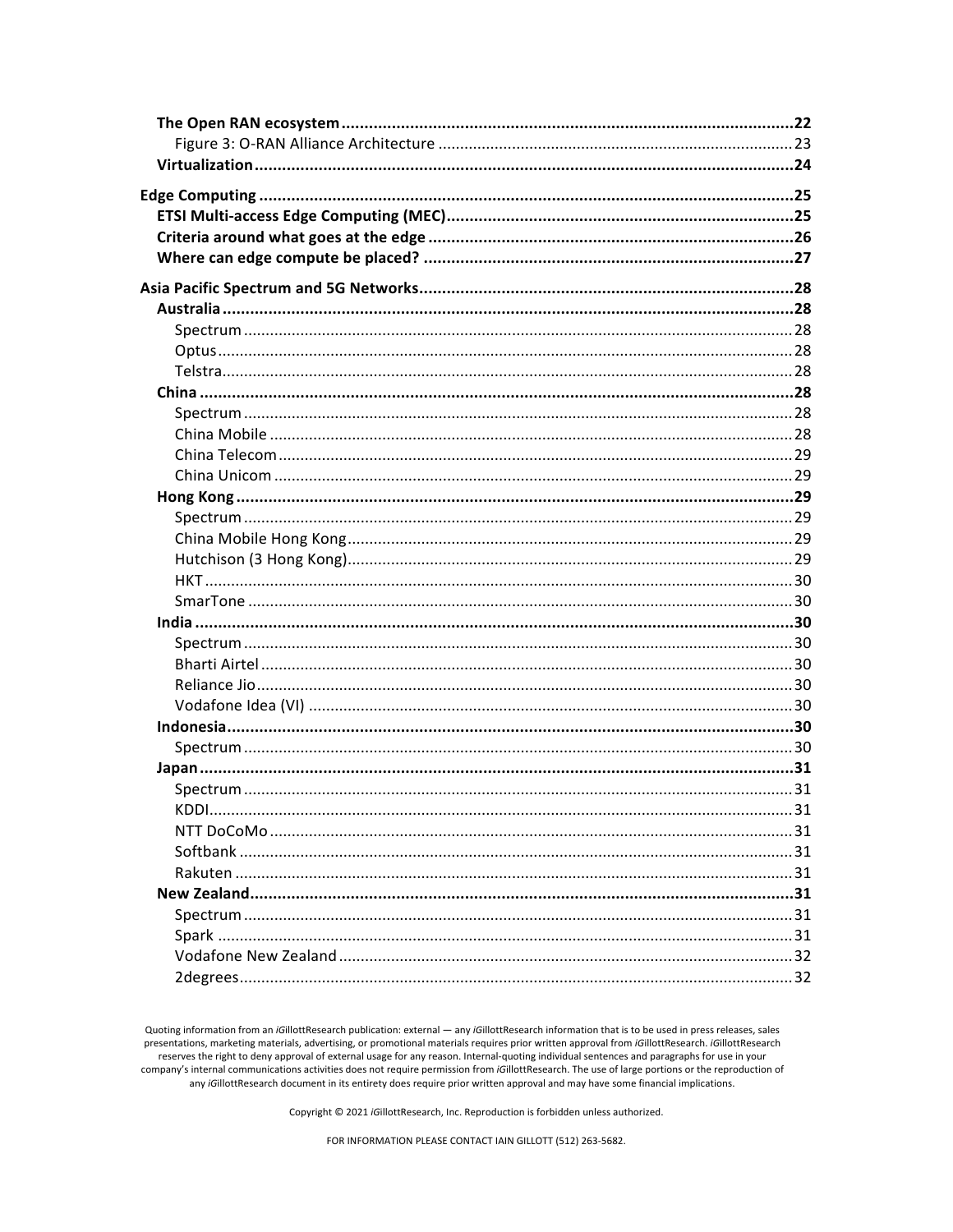**The Open RAN ecosystem** .......... **22**
  Figure 3: O-RAN Alliance Architecture .......... 23
**Virtualization** .......... **24**

**Edge Computing** .......... **25**
**ETSI Multi-access Edge Computing (MEC)** .......... **25**
**Criteria around what goes at the edge** .......... **26**
**Where can edge compute be placed?** .......... **27**

**Asia Pacific Spectrum and 5G Networks** .......... **28**
**Australia** .......... **28**
  Spectrum .......... 28
  Optus .......... 28
  Telstra .......... 28
**China** .......... **28**
  Spectrum .......... 28
  China Mobile .......... 28
  China Telecom .......... 29
  China Unicom .......... 29
**Hong Kong** .......... **29**
  Spectrum .......... 29
  China Mobile Hong Kong .......... 29
  Hutchison (3 Hong Kong) .......... 29
  HKT .......... 30
  SmarTone .......... 30
**India** .......... **30**
  Spectrum .......... 30
  Bharti Airtel .......... 30
  Reliance Jio .......... 30
  Vodafone Idea (VI) .......... 30
**Indonesia** .......... **30**
  Spectrum .......... 30
**Japan** .......... **31**
  Spectrum .......... 31
  KDDI .......... 31
  NTT DoCoMo .......... 31
  Softbank .......... 31
  Rakuten .......... 31
**New Zealand** .......... **31**
  Spectrum .......... 31
  Spark .......... 31
  Vodafone New Zealand .......... 32
  2degrees .......... 32

Quoting information from an *i*GillottResearch publication: external — any *i*GillottResearch information that is to be used in press releases, sales presentations, marketing materials, advertising, or promotional materials requires prior written approval from *i*GillottResearch. *i*GillottResearch reserves the right to deny approval of external usage for any reason. Internal-quoting individual sentences and paragraphs for use in your company's internal communications activities does not require permission from *i*GillottResearch. The use of large portions or the reproduction of any *i*GillottResearch document in its entirety does require prior written approval and may have some financial implications.

Copyright © 2021 *i*GillottResearch, Inc. Reproduction is forbidden unless authorized.

FOR INFORMATION PLEASE CONTACT IAIN GILLOTT (512) 263-5682.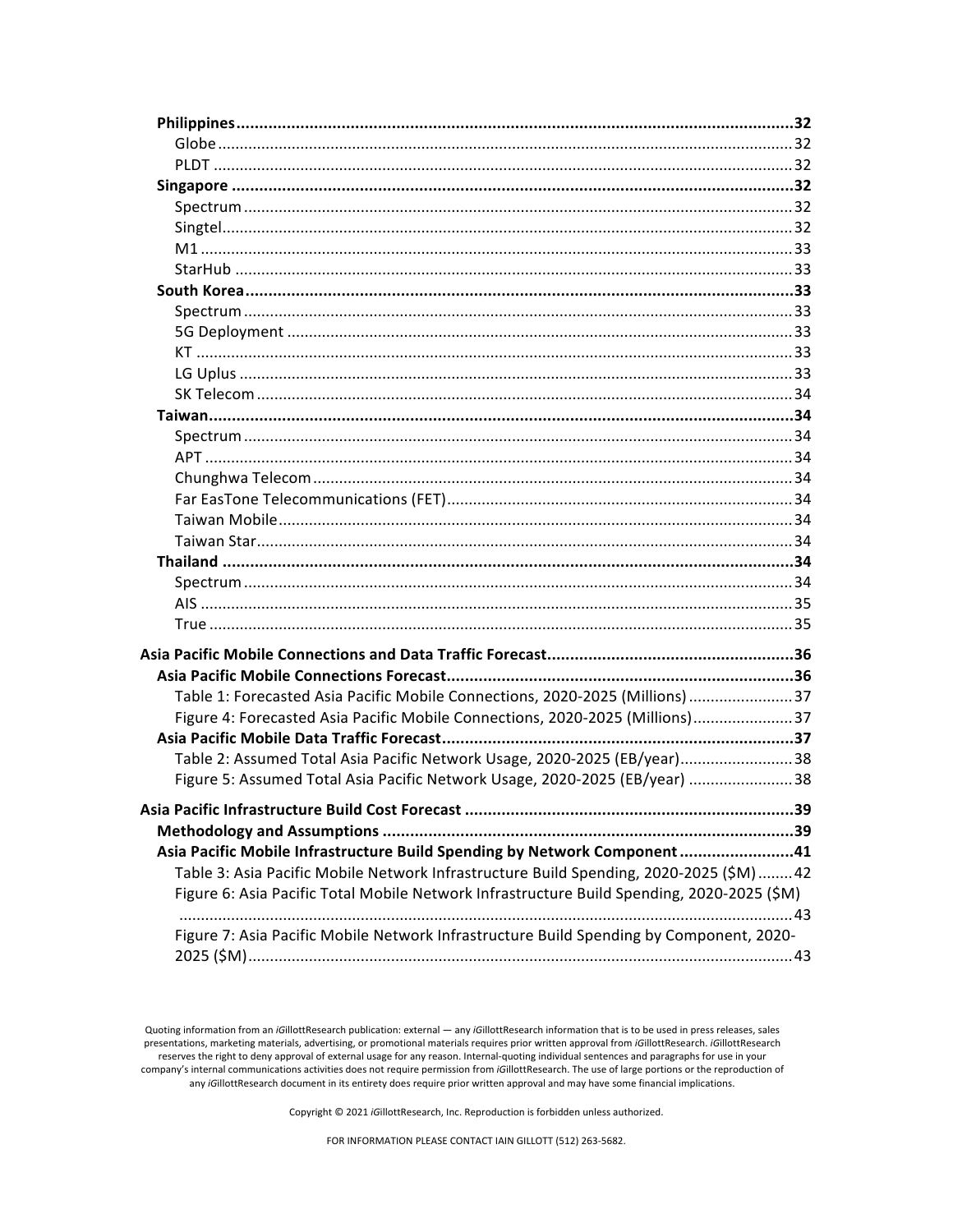**Philippines ... 32**

- Globe ... 32
- PLDT ... 32

**Singapore ... 32**

- Spectrum ... 32
- Singtel ... 32
- M1 ... 33
- StarHub ... 33

**South Korea ... 33**

- Spectrum ... 33
- 5G Deployment ... 33
- KT ... 33
- LG Uplus ... 33
- SK Telecom ... 34

**Taiwan ... 34**

- Spectrum ... 34
- APT ... 34
- Chunghwa Telecom ... 34
- Far EasTone Telecommunications (FET) ... 34
- Taiwan Mobile ... 34
- Taiwan Star ... 34

**Thailand ... 34**

- Spectrum ... 34
- AIS ... 35
- True ... 35

**Asia Pacific Mobile Connections and Data Traffic Forecast ... 36**

**Asia Pacific Mobile Connections Forecast ... 36**

- Table 1: Forecasted Asia Pacific Mobile Connections, 2020-2025 (Millions) ... 37
- Figure 4: Forecasted Asia Pacific Mobile Connections, 2020-2025 (Millions) ... 37

**Asia Pacific Mobile Data Traffic Forecast ... 37**

- Table 2: Assumed Total Asia Pacific Network Usage, 2020-2025 (EB/year) ... 38
- Figure 5: Assumed Total Asia Pacific Network Usage, 2020-2025 (EB/year) ... 38

**Asia Pacific Infrastructure Build Cost Forecast ... 39**

**Methodology and Assumptions ... 39**

**Asia Pacific Mobile Infrastructure Build Spending by Network Component ... 41**

- Table 3: Asia Pacific Mobile Network Infrastructure Build Spending, 2020-2025 ($M) ... 42
- Figure 6: Asia Pacific Total Mobile Network Infrastructure Build Spending, 2020-2025 ($M) ... 43
- Figure 7: Asia Pacific Mobile Network Infrastructure Build Spending by Component, 2020-2025 ($M) ... 43

Quoting information from an *i*GillottResearch publication: external — any *i*GillottResearch information that is to be used in press releases, sales presentations, marketing materials, advertising, or promotional materials requires prior written approval from *i*GillottResearch. *i*GillottResearch reserves the right to deny approval of external usage for any reason. Internal-quoting individual sentences and paragraphs for use in your company's internal communications activities does not require permission from *i*GillottResearch. The use of large portions or the reproduction of any *i*GillottResearch document in its entirety does require prior written approval and may have some financial implications.

Copyright © 2021 *i*GillottResearch, Inc. Reproduction is forbidden unless authorized.

FOR INFORMATION PLEASE CONTACT IAIN GILLOTT (512) 263-5682.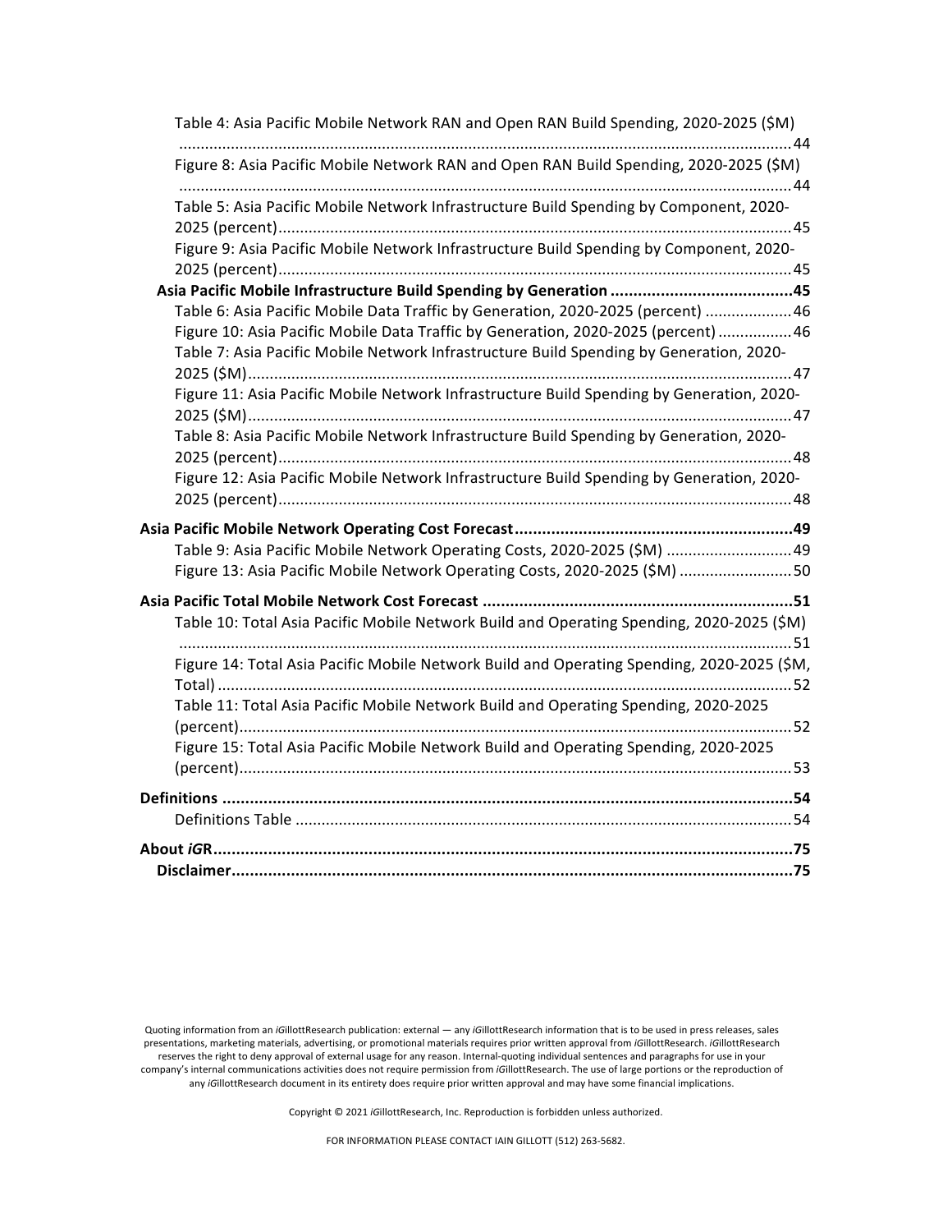Table 4: Asia Pacific Mobile Network RAN and Open RAN Build Spending, 2020-2025 ($M) ............ 44

Figure 8: Asia Pacific Mobile Network RAN and Open RAN Build Spending, 2020-2025 ($M) ............ 44

Table 5: Asia Pacific Mobile Network Infrastructure Build Spending by Component, 2020-2025 (percent) ............ 45

Figure 9: Asia Pacific Mobile Network Infrastructure Build Spending by Component, 2020-2025 (percent) ............ 45

**Asia Pacific Mobile Infrastructure Build Spending by Generation ............ 45**

Table 6: Asia Pacific Mobile Data Traffic by Generation, 2020-2025 (percent) ............ 46

Figure 10: Asia Pacific Mobile Data Traffic by Generation, 2020-2025 (percent) ............ 46

Table 7: Asia Pacific Mobile Network Infrastructure Build Spending by Generation, 2020-2025 ($M) ............ 47

Figure 11: Asia Pacific Mobile Network Infrastructure Build Spending by Generation, 2020-2025 ($M) ............ 47

Table 8: Asia Pacific Mobile Network Infrastructure Build Spending by Generation, 2020-2025 (percent) ............ 48

Figure 12: Asia Pacific Mobile Network Infrastructure Build Spending by Generation, 2020-2025 (percent) ............ 48

**Asia Pacific Mobile Network Operating Cost Forecast ............ 49**

Table 9: Asia Pacific Mobile Network Operating Costs, 2020-2025 ($M) ............ 49

Figure 13: Asia Pacific Mobile Network Operating Costs, 2020-2025 ($M) ............ 50

**Asia Pacific Total Mobile Network Cost Forecast ............ 51**

Table 10: Total Asia Pacific Mobile Network Build and Operating Spending, 2020-2025 ($M) ............ 51

Figure 14: Total Asia Pacific Mobile Network Build and Operating Spending, 2020-2025 ($M, Total) ............ 52

Table 11: Total Asia Pacific Mobile Network Build and Operating Spending, 2020-2025 (percent) ............ 52

Figure 15: Total Asia Pacific Mobile Network Build and Operating Spending, 2020-2025 (percent) ............ 53

**Definitions ............ 54**

Definitions Table ............ 54

**About *iG*R ............ 75**

**Disclaimer ............ 75**

Quoting information from an *iG*illottResearch publication: external — any *iG*illottResearch information that is to be used in press releases, sales presentations, marketing materials, advertising, or promotional materials requires prior written approval from *iG*illottResearch. *iG*illottResearch reserves the right to deny approval of external usage for any reason. Internal-quoting individual sentences and paragraphs for use in your company's internal communications activities does not require permission from *iG*illottResearch. The use of large portions or the reproduction of any *iG*illottResearch document in its entirety does require prior written approval and may have some financial implications.

Copyright © 2021 *iG*illottResearch, Inc. Reproduction is forbidden unless authorized.

FOR INFORMATION PLEASE CONTACT IAIN GILLOTT (512) 263-5682.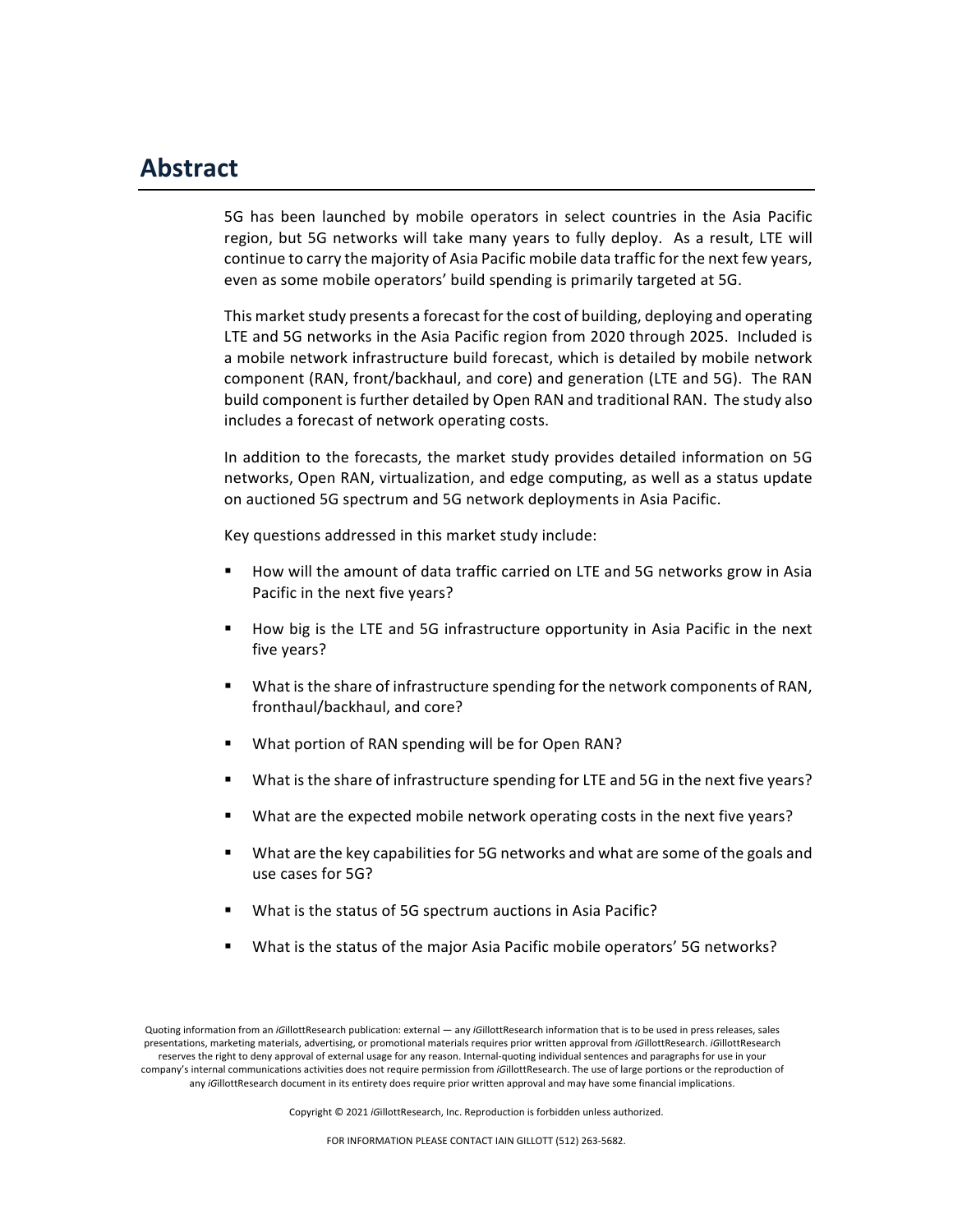# Abstract

5G has been launched by mobile operators in select countries in the Asia Pacific region, but 5G networks will take many years to fully deploy. As a result, LTE will continue to carry the majority of Asia Pacific mobile data traffic for the next few years, even as some mobile operators' build spending is primarily targeted at 5G.

This market study presents a forecast for the cost of building, deploying and operating LTE and 5G networks in the Asia Pacific region from 2020 through 2025. Included is a mobile network infrastructure build forecast, which is detailed by mobile network component (RAN, front/backhaul, and core) and generation (LTE and 5G). The RAN build component is further detailed by Open RAN and traditional RAN. The study also includes a forecast of network operating costs.

In addition to the forecasts, the market study provides detailed information on 5G networks, Open RAN, virtualization, and edge computing, as well as a status update on auctioned 5G spectrum and 5G network deployments in Asia Pacific.

Key questions addressed in this market study include:

- How will the amount of data traffic carried on LTE and 5G networks grow in Asia Pacific in the next five years?
- How big is the LTE and 5G infrastructure opportunity in Asia Pacific in the next five years?
- What is the share of infrastructure spending for the network components of RAN, fronthaul/backhaul, and core?
- What portion of RAN spending will be for Open RAN?
- What is the share of infrastructure spending for LTE and 5G in the next five years?
- What are the expected mobile network operating costs in the next five years?
- What are the key capabilities for 5G networks and what are some of the goals and use cases for 5G?
- What is the status of 5G spectrum auctions in Asia Pacific?
- What is the status of the major Asia Pacific mobile operators' 5G networks?

Quoting information from an *i*GillottResearch publication: external — any *i*GillottResearch information that is to be used in press releases, sales presentations, marketing materials, advertising, or promotional materials requires prior written approval from *i*GillottResearch. *i*GillottResearch reserves the right to deny approval of external usage for any reason. Internal-quoting individual sentences and paragraphs for use in your company's internal communications activities does not require permission from *i*GillottResearch. The use of large portions or the reproduction of any *i*GillottResearch document in its entirety does require prior written approval and may have some financial implications.

Copyright © 2021 *i*GillottResearch, Inc. Reproduction is forbidden unless authorized.

FOR INFORMATION PLEASE CONTACT IAIN GILLOTT (512) 263-5682.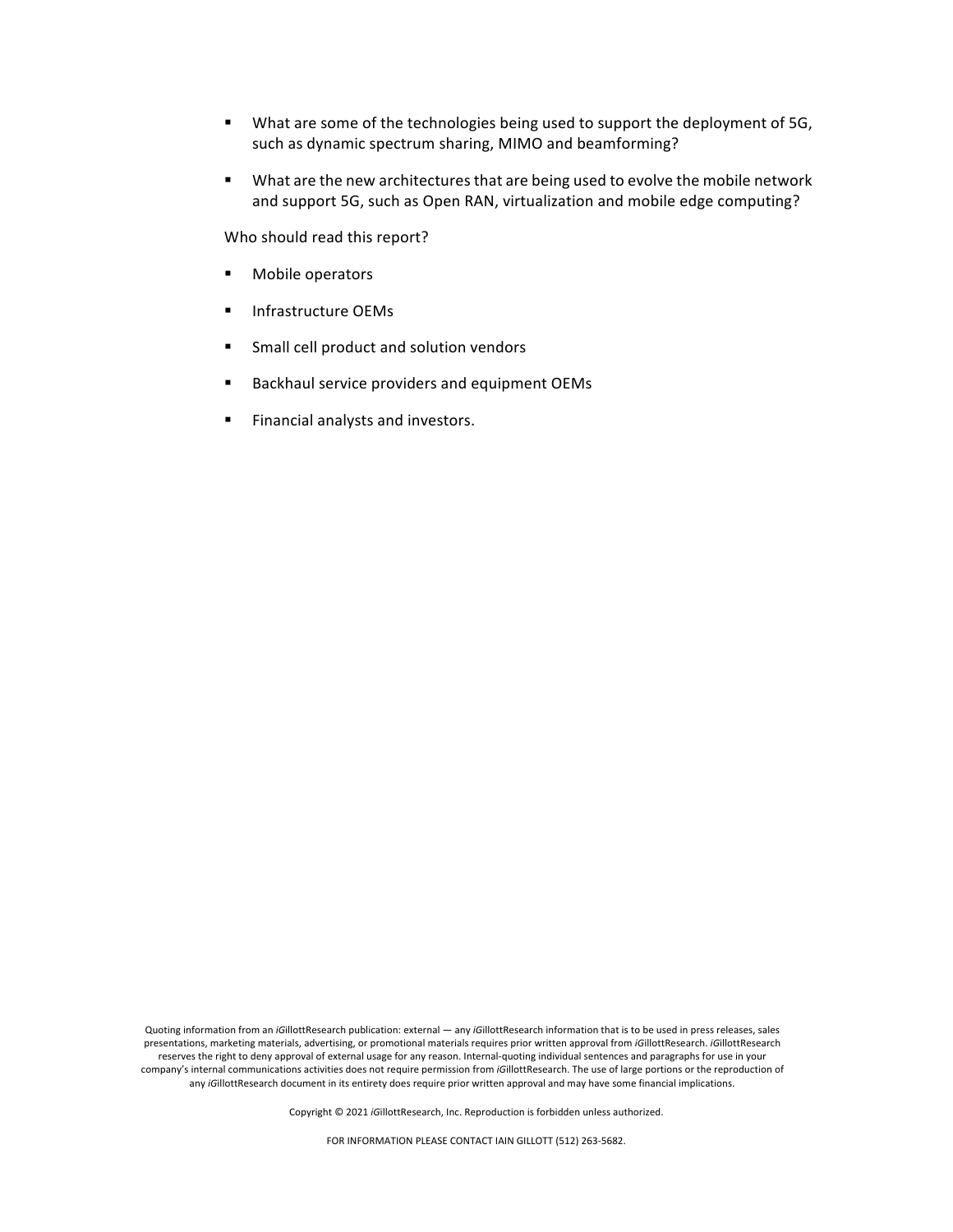- What are some of the technologies being used to support the deployment of 5G, such as dynamic spectrum sharing, MIMO and beamforming?
- What are the new architectures that are being used to evolve the mobile network and support 5G, such as Open RAN, virtualization and mobile edge computing?

Who should read this report?

- Mobile operators
- Infrastructure OEMs
- Small cell product and solution vendors
- Backhaul service providers and equipment OEMs
- Financial analysts and investors.

Quoting information from an *iG*illottResearch publication: external — any *iG*illottResearch information that is to be used in press releases, sales presentations, marketing materials, advertising, or promotional materials requires prior written approval from *iG*illottResearch. *iG*illottResearch reserves the right to deny approval of external usage for any reason. Internal-quoting individual sentences and paragraphs for use in your company's internal communications activities does not require permission from *iG*illottResearch. The use of large portions or the reproduction of any *iG*illottResearch document in its entirety does require prior written approval and may have some financial implications.

Copyright © 2021 *iG*illottResearch, Inc. Reproduction is forbidden unless authorized.

FOR INFORMATION PLEASE CONTACT IAIN GILLOTT (512) 263-5682.